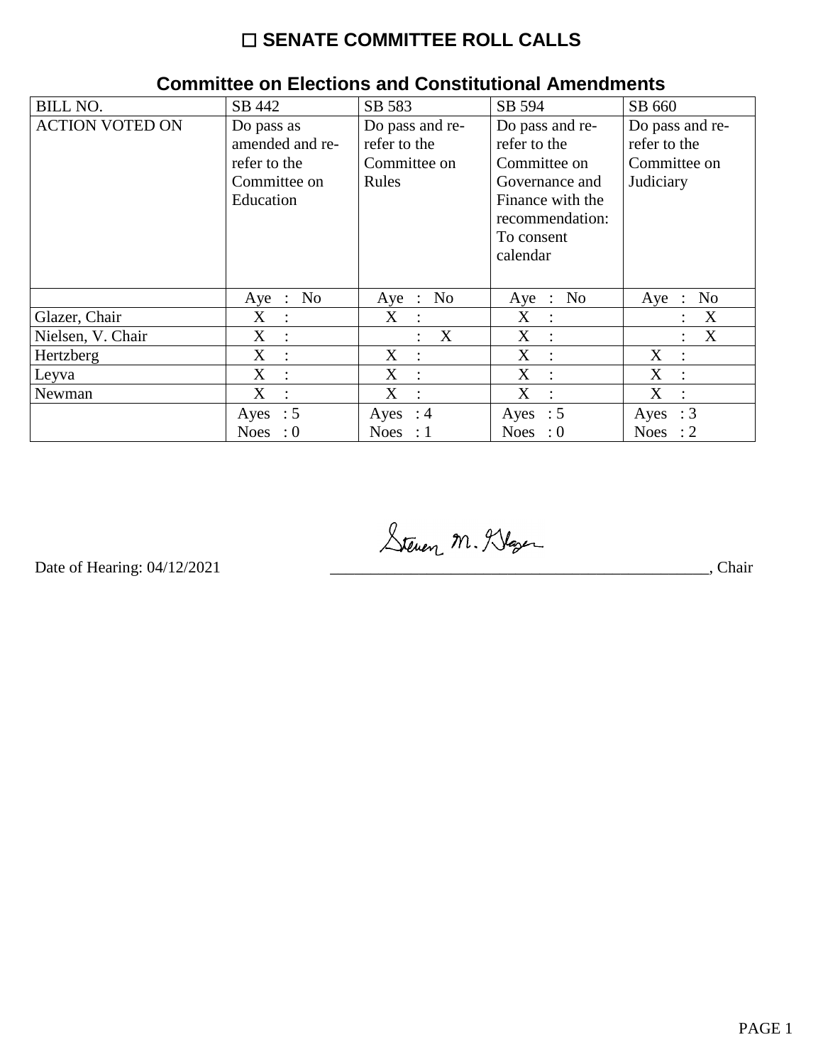# ☐ SENATE COMMITTEE ROLL CALLS

## Committee on Elections and Constitutional Amendments

| BILL NO. | SB 442 | SB 583 | SB 594 | SB 660 |
|---|---|---|---|---|
| ACTION VOTED ON | Do pass as amended and re-refer to the Committee on Education | Do pass and re-refer to the Committee on Rules | Do pass and re-refer to the Committee on Governance and Finance with the recommendation: To consent calendar | Do pass and re-refer to the Committee on Judiciary |
| | Aye : No | Aye : No | Aye : No | Aye : No |
| Glazer, Chair | X : | X : | X : | : X |
| Nielsen, V. Chair | X : | : X | X : | : X |
| Hertzberg | X : | X : | X : | X : |
| Leyva | X : | X : | X : | X : |
| Newman | X : | X : | X : | X : |
| | Ayes : 5 Noes : 0 | Ayes : 4 Noes : 1 | Ayes : 5 Noes : 0 | Ayes : 3 Noes : 2 |

Date of Hearing: 04/12/2021

Steven M. Glazer
_______________________________________________, Chair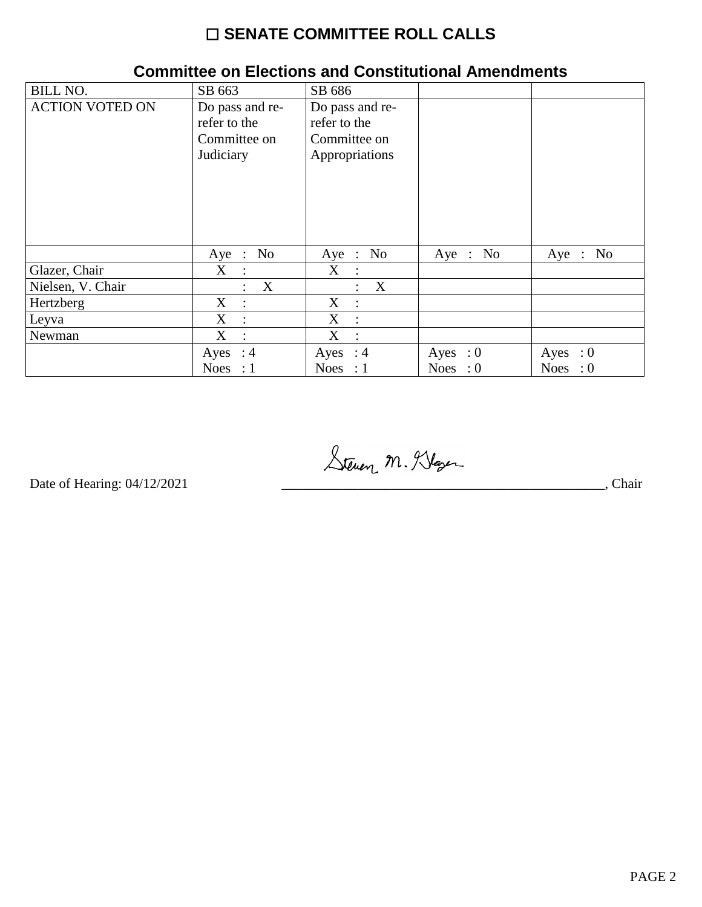# ☐ SENATE COMMITTEE ROLL CALLS

## Committee on Elections and Constitutional Amendments

| BILL NO. | SB 663 | SB 686 | | |
|---|---|---|---|---|
| ACTION VOTED ON | Do pass and re-refer to the Committee on Judiciary | Do pass and re-refer to the Committee on Appropriations | | |
| | Aye : No | Aye : No | Aye : No | Aye : No |
| Glazer, Chair | X : | X : | | |
| Nielsen, V. Chair | : X | : X | | |
| Hertzberg | X : | X : | | |
| Leyva | X : | X : | | |
| Newman | X : | X : | | |
| | Ayes : 4<br>Noes : 1 | Ayes : 4<br>Noes : 1 | Ayes : 0<br>Noes : 0 | Ayes : 0<br>Noes : 0 |

Date of Hearing: 04/12/2021

Steven M. Glazer, Chair